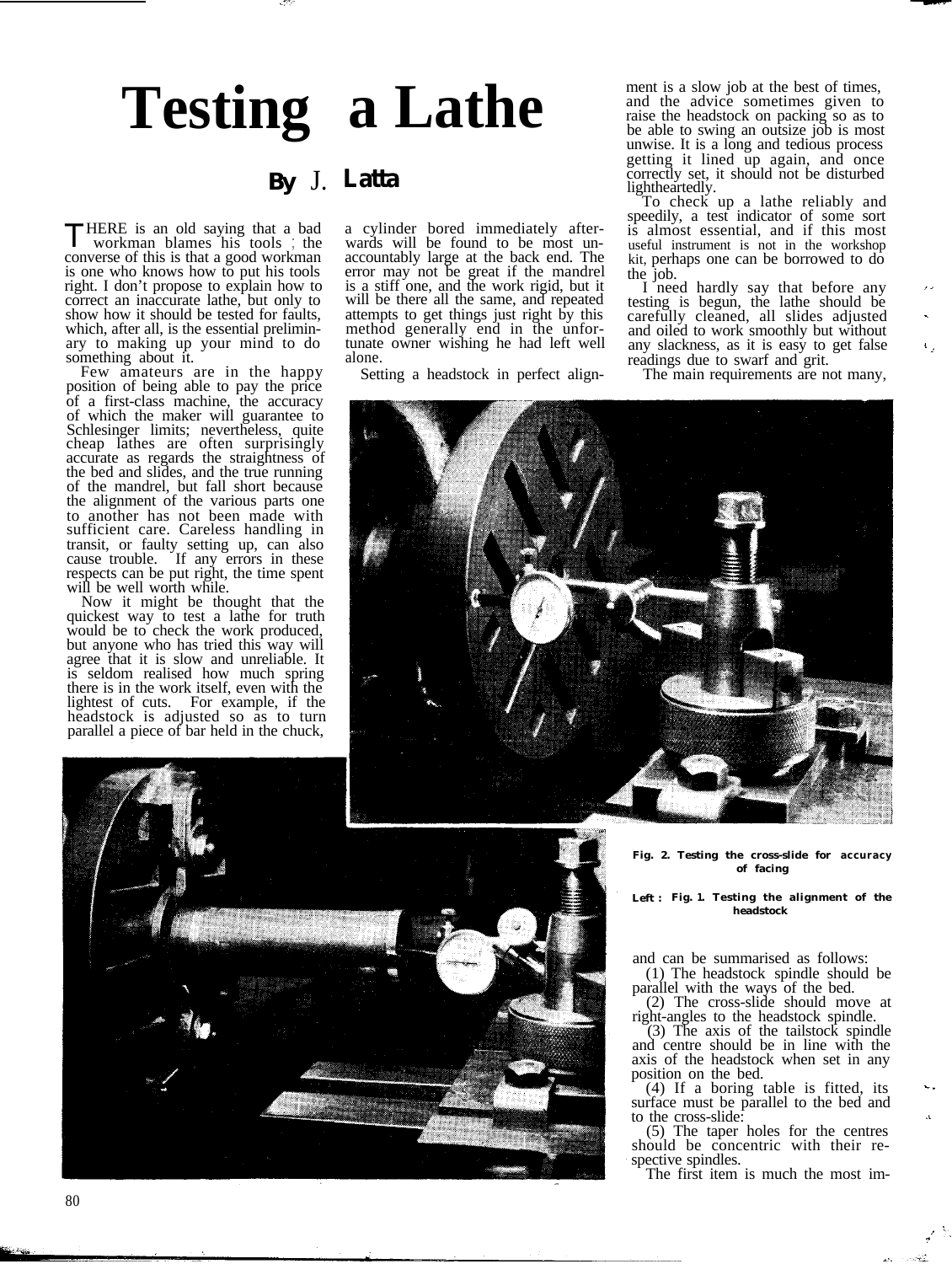# Testing a Lathe

**By J. Latta**

THERE is an old saying that a bad workman blames his tools ; the converse of this is that a good workman is one who knows how to put his tools right. I don't propose to explain how to correct an inaccurate lathe, but only to show how it should be tested for faults, which, after all, is the essential preliminary to making up your mind to do something about it.

Few amateurs are in the happy position of being able to pay the price of a first-class machine, the accuracy of which the maker will guarantee to Schlesinger limits; nevertheless, quite cheap lathes are often surprisingly accurate as regards the straightness of the bed and slides, and the true running of the mandrel, but fall short because the alignment of the various parts one to another has not been made with sufficient care. Careless handling in transit, or faulty setting up, can also cause trouble. If any errors in these respects can be put right, the time spent will be well worth while.

Now it might be thought that the quickest way to test a lathe for truth would be to check the work produced, but anyone who has tried this way will agree that it is slow and unreliable. It is seldom realised how much spring there is in the work itself, even with the lightest of cuts. For example, if the headstock is adjusted so as to turn parallel a piece of bar held in the chuck, a cylinder bored immediately afterwards will be found to be most unaccountably large at the back end. The error may not be great if the mandrel is a stiff one, and the work rigid, but it will be there all the same, and repeated attempts to get things just right by this method generally end in the unfortunate owner wishing he had left well alone.

Setting a headstock in perfect alignment is a slow job at the best of times, and the advice sometimes given to raise the headstock on packing so as to be able to swing an outsize job is most unwise. It is a long and tedious process getting it lined up again, and once correctly set, it should not be disturbed lightheartedly.

To check up a lathe reliably and speedily, a test indicator of some sort is almost essential, and if this most useful instrument is not in the workshop kit, perhaps one can be borrowed to do the job.

I need hardly say that before any testing is begun, the lathe should be carefully cleaned, all slides adjusted and oiled to work smoothly but without any slackness, as it is easy to get false readings due to swarf and grit.

Fig. 2. Testing the cross-slide for accuracy of facing

Left : Fig. 1. Testing the alignment of the headstock

The main requirements are not many, and can be summarised as follows:

(1) The headstock spindle should be parallel with the ways of the bed.

(2) The cross-slide should move at right-angles to the headstock spindle.

(3) The axis of the tailstock spindle and centre should be in line with the axis of the headstock when set in any position on the bed.

(4) If a boring table is fitted, its surface must be parallel to the bed and to the cross-slide:

(5) The taper holes for the centres should be concentric with their respective spindles.

The first item is much the most im-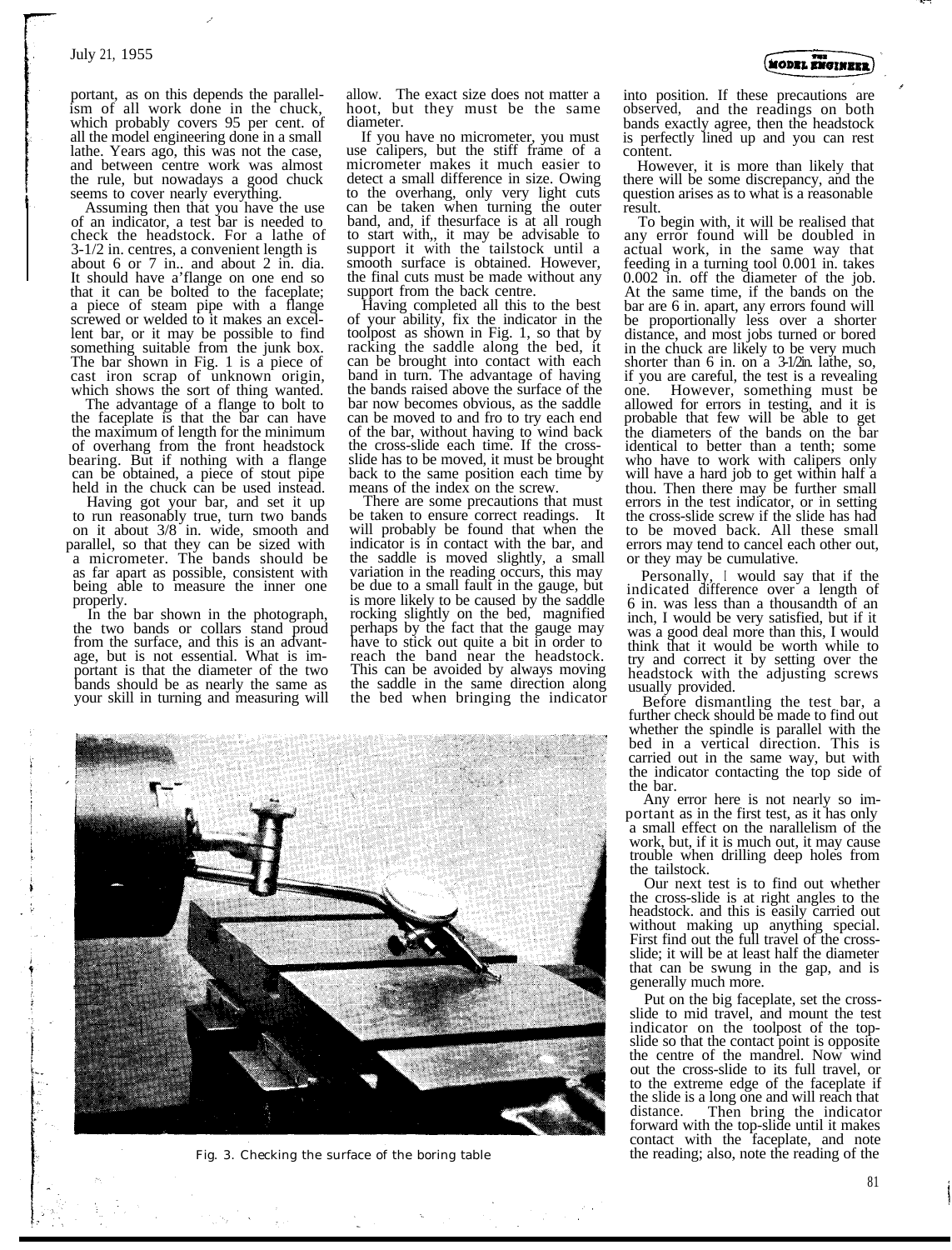portant, as on this depends the parallelism of all work done in the chuck, which probably covers 95 per cent. of all the model engineering done in a small lathe. Years ago, this was not the case, and between centre work was almost the rule, but nowadays a good chuck seems to cover nearly everything.

Assuming then that you have the use of an indicator, a test bar is needed to check the headstock. For a lathe of 3-1/2 in. centres, a convenient length is about 6 or 7 in.. and about 2 in. dia. It should have a'flange on one end so that it can be bolted to the faceplate; a piece of steam pipe with a flange screwed or welded to it makes an excellent bar, or it may be possible to find something suitable from the junk box. The bar shown in Fig. 1 is a piece of cast iron scrap of unknown origin, which shows the sort of thing wanted.

The advantage of a flange to bolt to the faceplate is that the bar can have the maximum of length for the minimum of overhang from the front headstock bearing. But if nothing with a flange can be obtained, a piece of stout pipe held in the chuck can be used instead.

Having got your bar, and set it up to run reasonably true, turn two bands on it about 3/8 in. wide, smooth and parallel, so that they can be sized with a micrometer. The bands should be as far apart as possible, consistent with being able to measure the inner one properly.

In the bar shown in the photograph, the two bands or collars stand proud from the surface, and this is an advantage, but is not essential. What is important is that the diameter of the two bands should be as nearly the same as your skill in turning and measuring will allow. The exact size does not matter a hoot, but they must be the same diameter.

If you have no micrometer, you must use calipers, but the stiff frame of a micrometer makes it much easier to detect a small difference in size. Owing to the overhang, only very light cuts can be taken when turning the outer band, and, if thesurface is at all rough to start with,, it may be advisable to support it with the tailstock until a smooth surface is obtained. However, the final cuts must be made without any support from the back centre.

Having completed all this to the best of your ability, fix the indicator in the toolpost as shown in Fig. 1, so that by racking the saddle along the bed, it can be brought into contact with each band in turn. The advantage of having the bands raised above the surface of the bar now becomes obvious, as the saddle can be moved to and fro to try each end of the bar, without having to wind back the cross-slide each time. If the cross-slide has to be moved, it must be brought back to the same position each time by means of the index on the screw.

There are some precautions that must be taken to ensure correct readings. It will probably be found that when the indicator is in contact with the bar, and the saddle is moved slightly, a small variation in the reading occurs, this may be due to a small fault in the gauge, but is more likely to be caused by the saddle rocking slightly on the bed, magnified perhaps by the fact that the gauge may have to stick out quite a bit in order to reach the band near the headstock. This can be avoided by always moving the saddle in the same direction along the bed when bringing the indicator into position. If these precautions are observed, and the readings on both bands exactly agree, then the headstock is perfectly lined up and you can rest content.

However, it is more than likely that there will be some discrepancy, and the question arises as to what is a reasonable result.

To begin with, it will be realised that any error found will be doubled in actual work, in the same way that feeding in a turning tool 0.001 in. takes 0.002 in. off the diameter of the job. At the same time, if the bands on the bar are 6 in. apart, any errors found will be proportionally less over a shorter distance, and most jobs turned or bored in the chuck are likely to be very much shorter than 6 in. on a 3-1/2in. lathe, so, if you are careful, the test is a revealing one. However, something must be allowed for errors in testing, and it is probable that few will be able to get the diameters of the bands on the bar identical to better than a tenth; some who have to work with calipers only will have a hard job to get within half a thou. Then there may be further small errors in the test indicator, or in setting the cross-slide screw if the slide has had to be moved back. All these small errors may tend to cancel each other out, or they may be cumulative.

Personally, I would say that if the indicated difference over a length of 6 in. was less than a thousandth of an inch, I would be very satisfied, but if it was a good deal more than this, I would think that it would be worth while to try and correct it by setting over the headstock with the adjusting screws usually provided.

Before dismantling the test bar, a further check should be made to find out whether the spindle is parallel with the bed in a vertical direction. This is carried out in the same way, but with the indicator contacting the top side of the bar.

Any error here is not nearly so important as in the first test, as it has only a small effect on the narallelism of the work, but, if it is much out, it may cause trouble when drilling deep holes from the tailstock.

Our next test is to find out whether the cross-slide is at right angles to the headstock. and this is easily carried out without making up anything special. First find out the full travel of the cross-slide; it will be at least half the diameter that can be swung in the gap, and is generally much more.

Put on the big faceplate, set the cross-slide to mid travel, and mount the test indicator on the toolpost of the top-slide so that the contact point is opposite the centre of the mandrel. Now wind out the cross-slide to its full travel, or to the extreme edge of the faceplate if the slide is a long one and will reach that distance. Then bring the indicator forward with the top-slide until it makes contact with the faceplate, and note the reading; also, note the reading of the

Fig. 3. Checking the surface of the boring table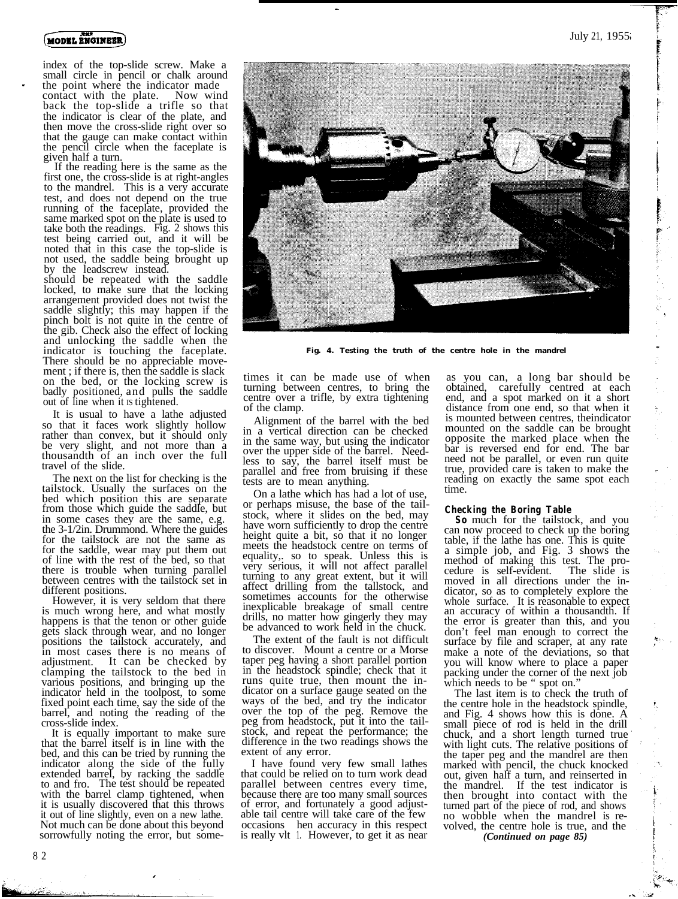index of the top-slide screw. Make a small circle in pencil or chalk around the point where the indicator made contact with the plate. Now wind back the top-slide a trifle so that the indicator is clear of the plate, and then move the cross-slide right over so that the gauge can make contact within the pencil circle when the faceplate is given half a turn.

If the reading here is the same as the first one, the cross-slide is at right-angles to the mandrel. This is a very accurate test, and does not depend on the true running of the faceplate, provided the same marked spot on the plate is used to take both the readings. Fig. 2 shows this test being carried out, and it will be noted that in this case the top-slide is not used, the saddle being brought up by the leadscrew instead.

should be repeated with the saddle locked, to make sure that the locking arrangement provided does not twist the saddle slightly; this may happen if the pinch bolt is not quite in the centre of the gib. Check also the effect of locking and unlocking the saddle when the indicator is touching the faceplate. There should be no appreciable movement ; if there is, then the saddle is slack on the bed, or the locking screw is badly positioned, and pulls the saddle out of line when it is tightened.

It is usual to have a lathe adjusted so that it faces work slightly hollow rather than convex, but it should only be very slight, and not more than a thousandth of an inch over the full travel of the slide.

The next on the list for checking is the tailstock. Usually the surfaces on the bed which position this are separate from those which guide the saddle, but in some cases they are the same, e.g. the 3-1/2in. Drummond. Where the guides for the tailstock are not the same as for the saddle, wear may put them out of line with the rest of the bed, so that there is trouble when turning parallel between centres with the tailstock set in different positions.

However, it is very seldom that there is much wrong here, and what mostly happens is that the tenon or other guide gets slack through wear, and no longer positions the tailstock accurately, and in most cases there is no means of adjustment. It can be checked by clamping the tailstock to the bed in various positions, and bringing up the indicator held in the toolpost, to some fixed point each time, say the side of the barrel, and noting the reading of the cross-slide index.

It is equally important to make sure that the barrel itself is in line with the bed, and this can be tried by running the indicator along the side of the fully extended barrel, by racking the saddle to and fro. The test should be repeated with the barrel clamp tightened, when it is usually discovered that this throws it out of line slightly, even on a new lathe. Not much can be done about this beyond sorrowfully noting the error, but sometimes it can be made use of when turning between centres, to bring the centre over a trifle, by extra tightening of the clamp.

Fig. 4. Testing the truth of the centre hole in the mandrel

Alignment of the barrel with the bed in a vertical direction can be checked in the same way, but using the indicator over the upper side of the barrel. Needless to say, the barrel itself must be parallel and free from bruising if these tests are to mean anything.

On a lathe which has had a lot of use, or perhaps misuse, the base of the tailstock, where it slides on the bed, may have worn sufficiently to drop the centre height quite a bit, so that it no longer meets the headstock centre on terms of equality,. so to speak. Unless this is very serious, it will not affect parallel turning to any great extent, but it will affect drilling from the tailstock, and sometimes accounts for the otherwise inexplicable breakage of small centre drills, no matter how gingerly they may be advanced to work held in the chuck.

The extent of the fault is not difficult to discover. Mount a centre or a Morse taper peg having a short parallel portion in the headstock spindle; check that it runs quite true, then mount the indicator on a surface gauge seated on the ways of the bed, and try the indicator over the top of the peg. Remove the peg from headstock, put it into the tailstock, and repeat the performance; the difference in the two readings shows the extent of any error.

I have found very few small lathes that could be relied on to turn work dead parallel between centres every time, because there are too many small sources of error, and fortunately a good adjustable tail centre will take care of the few occasions hen accuracy in this respect is really vlt l. However, to get it as near as you can, a long bar should be obtained, carefully centred at each end, and a spot marked on it a short distance from one end, so that when it is mounted between centres, theindicator mounted on the saddle can be brought opposite the marked place when the bar is reversed end for end. The bar need not be parallel, or even run quite true, provided care is taken to make the reading on exactly the same spot each time.

## Checking the Boring Table

So much for the tailstock, and you can now proceed to check up the boring table, if the lathe has one. This is quite a simple job, and Fig. 3 shows the method of making this test. The procedure is self-evident. The slide is moved in all directions under the indicator, so as to completely explore the whole surface. It is reasonable to expect an accuracy of within a thousandth. If the error is greater than this, and you don't feel man enough to correct the surface by file and scraper, at any rate make a note of the deviations, so that you will know where to place a paper packing under the corner of the next job which needs to be " spot on."

The last item is to check the truth of the centre hole in the headstock spindle, and Fig. 4 shows how this is done. A small piece of rod is held in the drill chuck, and a short length turned true with light cuts. The relative positions of the taper peg and the mandrel are then marked with pencil, the chuck knocked out, given half a turn, and reinserted in the mandrel. If the test indicator is then brought into contact with the turned part of the piece of rod, and shows no wobble when the mandrel is revolved, the centre hole is true, and the

*(Continued on page 85)*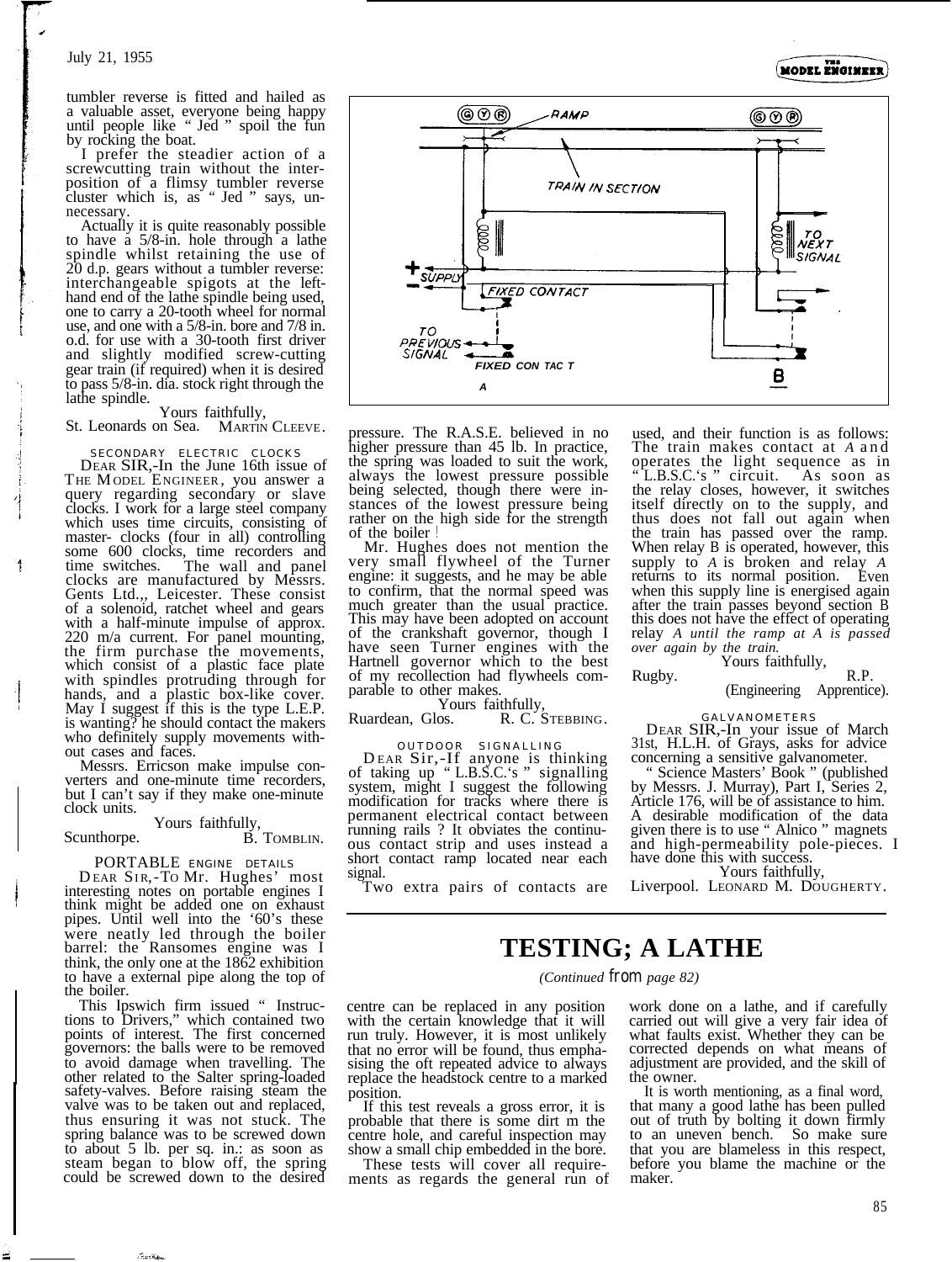tumbler reverse is fitted and hailed as a valuable asset, everyone being happy until people like " Jed " spoil the fun by rocking the boat.

I prefer the steadier action of a screwcutting train without the interposition of a flimsy tumbler reverse cluster which is, as " Jed " says, unnecessary.

Actually it is quite reasonably possible to have a 5/8-in. hole through a lathe spindle whilst retaining the use of 20 d.p. gears without a tumbler reverse: interchangeable spigots at the left-hand end of the lathe spindle being used, one to carry a 20-tooth wheel for normal use, and one with a 5/8-in. bore and 7/8 in. o.d. for use with a 30-tooth first driver and slightly modified screw-cutting gear train (if required) when it is desired to pass 5/8-in. dia. stock right through the lathe spindle.

Yours faithfully,
St. Leonards on Sea. MARTIN CLEEVE.

### SECONDARY ELECTRIC CLOCKS

DEAR SIR,-In the June 16th issue of THE MODEL ENGINEER, you answer a query regarding secondary or slave clocks. I work for a large steel company which uses time circuits, consisting of master- clocks (four in all) controlling some 600 clocks, time recorders and time switches. The wall and panel clocks are manufactured by Messrs. Gents Ltd.,, Leicester. These consist of a solenoid, ratchet wheel and gears with a half-minute impulse of approx. 220 m/a current. For panel mounting, the firm purchase the movements, which consist of a plastic face plate with spindles protruding through for hands, and a plastic box-like cover. May I suggest if this is the type L.E.P. is wanting? he should contact the makers who definitely supply movements without cases and faces.

Messrs. Erricson make impulse converters and one-minute time recorders, but I can't say if they make one-minute clock units.

Yours faithfully,
Scunthorpe. B. TOMBLIN.

### PORTABLE ENGINE DETAILS

DEAR SIR,-To Mr. Hughes' most interesting notes on portable engines I think might be added one on exhaust pipes. Until well into the '60's these were neatly led through the boiler barrel: the Ransomes engine was I think, the only one at the 1862 exhibition to have a external pipe along the top of the boiler.

This Ipswich firm issued " Instructions to Drivers," which contained two points of interest. The first concerned governors: the balls were to be removed to avoid damage when travelling. The other related to the Salter spring-loaded safety-valves. Before raising steam the valve was to be taken out and replaced, thus ensuring it was not stuck. The spring balance was to be screwed down to about 5 lb. per sq. in.: as soon as steam began to blow off, the spring could be screwed down to the desired pressure. The R.A.S.E. believed in no higher pressure than 45 lb. In practice, the spring was loaded to suit the work, always the lowest pressure possible being selected, though there were instances of the lowest pressure being rather on the high side for the strength of the boiler !

Mr. Hughes does not mention the very small flywheel of the Turner engine: it suggests, and he may be able to confirm, that the normal speed was much greater than the usual practice. This may have been adopted on account of the crankshaft governor, though I have seen Turner engines with the Hartnell governor which to the best of my recollection had flywheels comparable to other makes.

Yours faithfully,
Ruardean, Glos. R. C. STEBBING.

### OUTDOOR SIGNALLING

GYR RAMP GYR
TRAIN IN SECTION
+ SUPPLY
–
FIXED CONTACT
TO NEXT SIGNAL
TO PREVIOUS SIGNAL
FIXED CON TAC T
A
B

DEAR Sir,-If anyone is thinking of taking up " L.B.S.C.'s " signalling system, might I suggest the following modification for tracks where there is permanent electrical contact between running rails ? It obviates the continuous contact strip and uses instead a short contact ramp located near each signal.

Two extra pairs of contacts are used, and their function is as follows: The train makes contact at *A* and operates the light sequence as in " L.B.S.C.'s " circuit. As soon as the relay closes, however, it switches itself directly on to the supply, and thus does not fall out again when the train has passed over the ramp. When relay B is operated, however, this supply to *A* is broken and relay *A* returns to its normal position. Even when this supply line is energised again after the train passes beyond section B this does not have the effect of operating relay *A until the ramp at A is passed over again by the train.*

Yours faithfully,
Rugby. R.P.
(Engineering Apprentice).

### GALVANOMETERS

DEAR SIR,-In your issue of March 31st, H.L.H. of Grays, asks for advice concerning a sensitive galvanometer.

" Science Masters' Book " (published by Messrs. J. Murray), Part I, Series 2, Article 176, will be of assistance to him. A desirable modification of the data given there is to use " Alnico " magnets and high-permeability pole-pieces. I have done this with success.

Yours faithfully,
Liverpool. LEONARD M. DOUGHERTY.

# TESTING; A LATHE

*(Continued from page 82)*

centre can be replaced in any position with the certain knowledge that it will run truly. However, it is most unlikely that no error will be found, thus emphasising the oft repeated advice to always replace the headstock centre to a marked position.

If this test reveals a gross error, it is probable that there is some dirt m the centre hole, and careful inspection may show a small chip embedded in the bore.

These tests will cover all requirements as regards the general run of work done on a lathe, and if carefully carried out will give a very fair idea of what faults exist. Whether they can be corrected depends on what means of adjustment are provided, and the skill of the owner.

It is worth mentioning, as a final word, that many a good lathe has been pulled out of truth by bolting it down firmly to an uneven bench. So make sure that you are blameless in this respect, before you blame the machine or the maker.